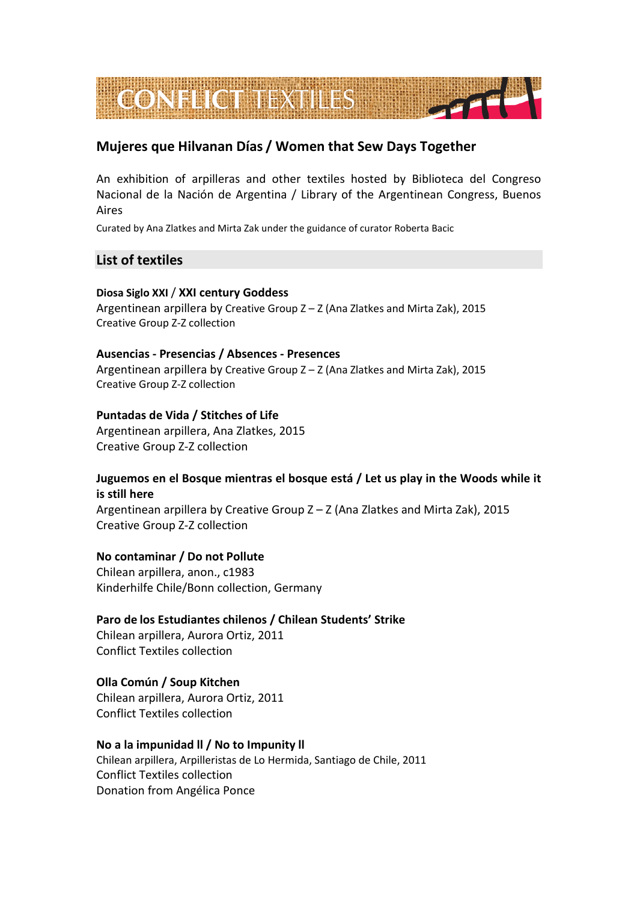# CONFLICT TEXTILES

## Mujeres que Hilvanan Días / Women that Sew Days Together

An exhibition of arpilleras and other textiles hosted by Biblioteca del Congreso Nacional de la Nación de Argentina / Library of the Argentinean Congress, Buenos Aires

Curated by Ana Zlatkes and Mirta Zak under the guidance of curator Roberta Bacic

## List of textiles

**Diosa Siglo XXI / XXI century Goddess**
Argentinean arpillera by Creative Group Z – Z (Ana Zlatkes and Mirta Zak), 2015
Creative Group Z-Z collection

**Ausencias - Presencias / Absences - Presences**
Argentinean arpillera by Creative Group Z – Z (Ana Zlatkes and Mirta Zak), 2015
Creative Group Z-Z collection

**Puntadas de Vida / Stitches of Life**
Argentinean arpillera, Ana Zlatkes, 2015
Creative Group Z-Z collection

**Juguemos en el Bosque mientras el bosque está / Let us play in the Woods while it is still here**
Argentinean arpillera by Creative Group Z – Z (Ana Zlatkes and Mirta Zak), 2015
Creative Group Z-Z collection

**No contaminar / Do not Pollute**
Chilean arpillera, anon., c1983
Kinderhilfe Chile/Bonn collection, Germany

**Paro de los Estudiantes chilenos / Chilean Students' Strike**
Chilean arpillera, Aurora Ortiz, 2011
Conflict Textiles collection

**Olla Común / Soup Kitchen**
Chilean arpillera, Aurora Ortiz, 2011
Conflict Textiles collection

**No a la impunidad ll / No to Impunity ll**
Chilean arpillera, Arpilleristas de Lo Hermida, Santiago de Chile, 2011
Conflict Textiles collection
Donation from Angélica Ponce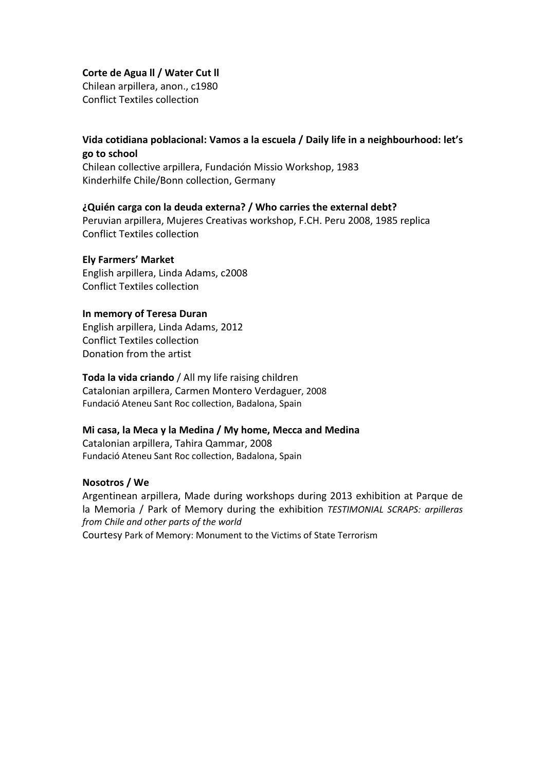**Corte de Agua ll / Water Cut ll**
Chilean arpillera, anon., c1980
Conflict Textiles collection

**Vida cotidiana poblacional: Vamos a la escuela / Daily life in a neighbourhood: let's go to school**
Chilean collective arpillera, Fundación Missio Workshop, 1983
Kinderhilfe Chile/Bonn collection, Germany

**¿Quién carga con la deuda externa? / Who carries the external debt?**
Peruvian arpillera, Mujeres Creativas workshop, F.CH. Peru 2008, 1985 replica
Conflict Textiles collection

**Ely Farmers' Market**
English arpillera, Linda Adams, c2008
Conflict Textiles collection

**In memory of Teresa Duran**
English arpillera, Linda Adams, 2012
Conflict Textiles collection
Donation from the artist

**Toda la vida criando** / All my life raising children
Catalonian arpillera, Carmen Montero Verdaguer, 2008
Fundació Ateneu Sant Roc collection, Badalona, Spain

**Mi casa, la Meca y la Medina / My home, Mecca and Medina**
Catalonian arpillera, Tahira Qammar, 2008
Fundació Ateneu Sant Roc collection, Badalona, Spain

**Nosotros / We**
Argentinean arpillera, Made during workshops during 2013 exhibition at Parque de la Memoria / Park of Memory during the exhibition *TESTIMONIAL SCRAPS: arpilleras from Chile and other parts of the world*
Courtesy Park of Memory: Monument to the Victims of State Terrorism